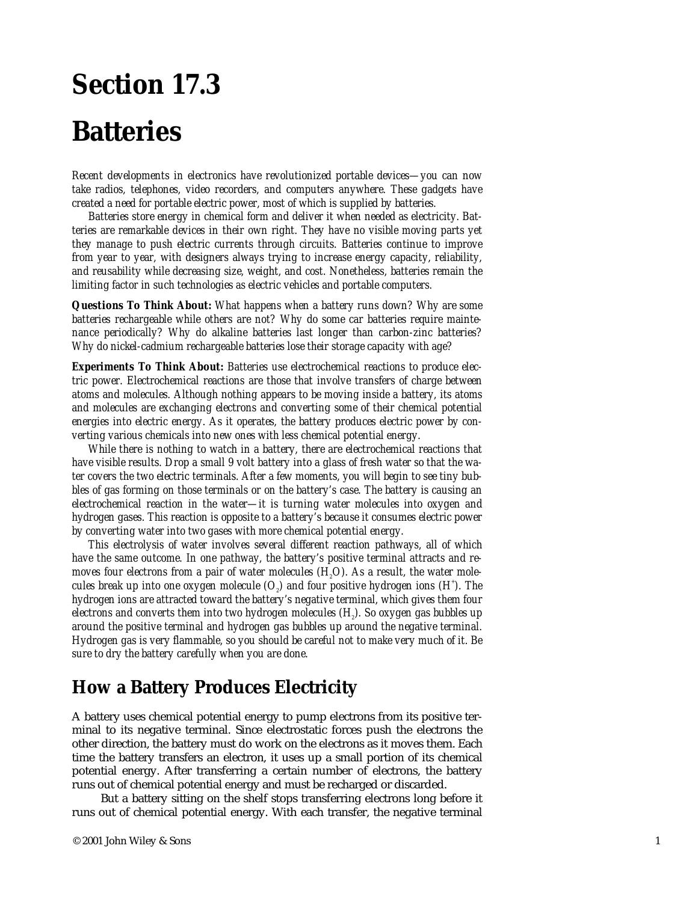# Section 17.3

# Batteries

*Recent developments in electronics have revolutionized portable devices—you can now take radios, telephones, video recorders, and computers anywhere. These gadgets have created a need for portable electric power, most of which is supplied by batteries.*

*Batteries store energy in chemical form and deliver it when needed as electricity. Batteries are remarkable devices in their own right. They have no visible moving parts yet they manage to push electric currents through circuits. Batteries continue to improve from year to year, with designers always trying to increase energy capacity, reliability, and reusability while decreasing size, weight, and cost. Nonetheless, batteries remain the limiting factor in such technologies as electric vehicles and portable computers.*

**Questions To Think About:** *What happens when a battery runs down? Why are some batteries rechargeable while others are not? Why do some car batteries require maintenance periodically? Why do alkaline batteries last longer than carbon-zinc batteries? Why do nickel-cadmium rechargeable batteries lose their storage capacity with age?*

**Experiments To Think About:** *Batteries use electrochemical reactions to produce electric power. Electrochemical reactions are those that involve transfers of charge between atoms and molecules. Although nothing appears to be moving inside a battery, its atoms and molecules are exchanging electrons and converting some of their chemical potential energies into electric energy. As it operates, the battery produces electric power by converting various chemicals into new ones with less chemical potential energy.*

*While there is nothing to watch in a battery, there are electrochemical reactions that have visible results. Drop a small 9 volt battery into a glass of fresh water so that the water covers the two electric terminals. After a few moments, you will begin to see tiny bubbles of gas forming on those terminals or on the battery's case. The battery is causing an electrochemical reaction in the water—it is turning water molecules into oxygen and hydrogen gases. This reaction is opposite to a battery's because it consumes electric power by converting water into two gases with more chemical potential energy.*

*This electrolysis of water involves several different reaction pathways, all of which have the same outcome. In one pathway, the battery's positive terminal attracts and removes four electrons from a pair of water molecules ($H_2O$). As a result, the water molecules break up into one oxygen molecule ($O_2$) and four positive hydrogen ions ($H^+$). The hydrogen ions are attracted toward the battery's negative terminal, which gives them four electrons and converts them into two hydrogen molecules ($H_2$). So oxygen gas bubbles up around the positive terminal and hydrogen gas bubbles up around the negative terminal. Hydrogen gas is very flammable, so you should be careful not to make very much of it. Be sure to dry the battery carefully when you are done.*

## How a Battery Produces Electricity

A battery uses chemical potential energy to pump electrons from its positive terminal to its negative terminal. Since electrostatic forces push the electrons the other direction, the battery must do work on the electrons as it moves them. Each time the battery transfers an electron, it uses up a small portion of its chemical potential energy. After transferring a certain number of electrons, the battery runs out of chemical potential energy and must be recharged or discarded.

But a battery sitting on the shelf stops transferring electrons long before it runs out of chemical potential energy. With each transfer, the negative terminal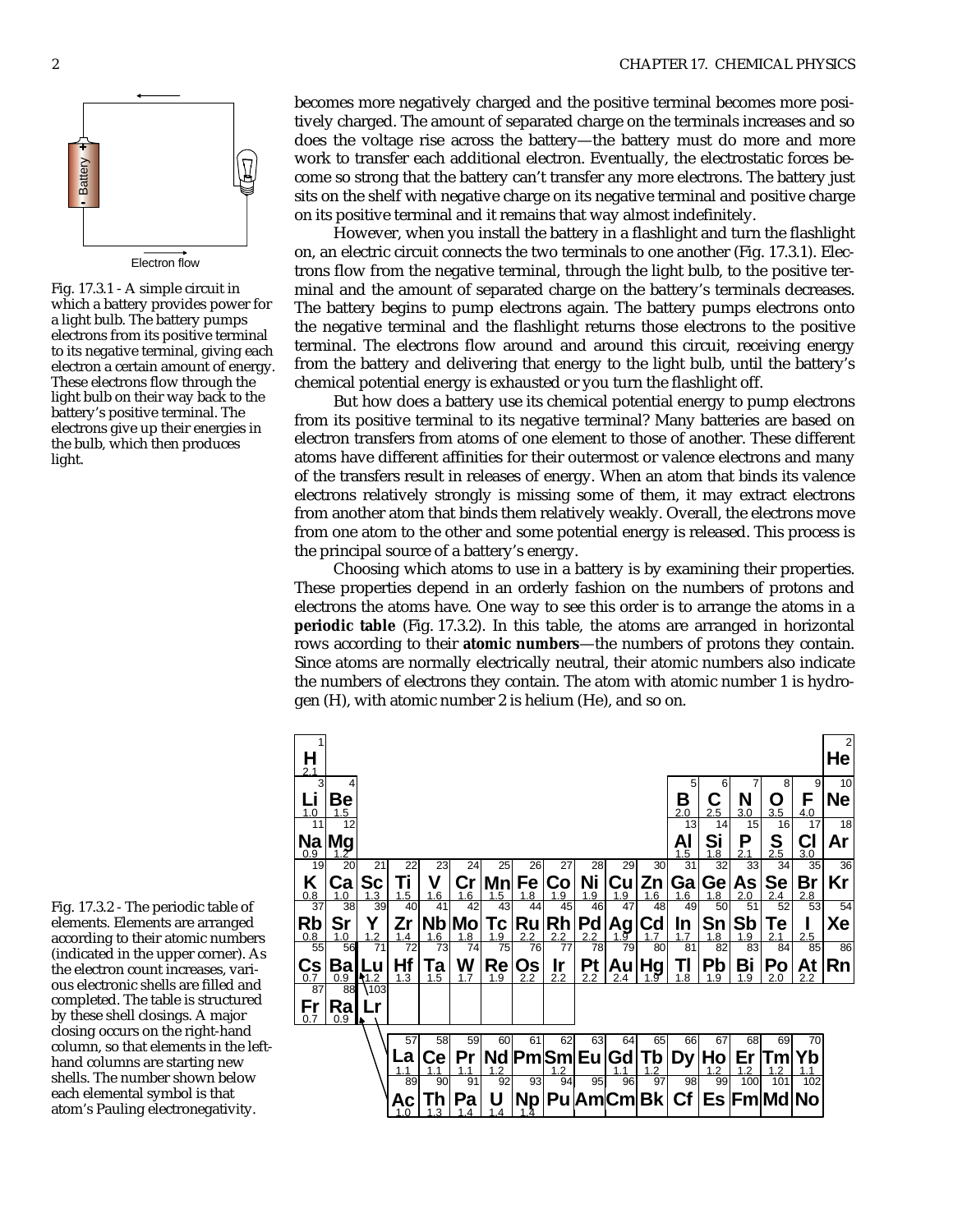becomes more negatively charged and the positive terminal becomes more positively charged. The amount of separated charge on the terminals increases and so does the voltage rise across the battery—the battery must do more and more work to transfer each additional electron. Eventually, the electrostatic forces become so strong that the battery can't transfer any more electrons. The battery just sits on the shelf with negative charge on its negative terminal and positive charge on its positive terminal and it remains that way almost indefinitely.

However, when you install the battery in a flashlight and turn the flashlight on, an electric circuit connects the two terminals to one another (Fig. 17.3.1). Electrons flow from the negative terminal, through the light bulb, to the positive terminal and the amount of separated charge on the battery's terminals decreases. The battery begins to pump electrons again. The battery pumps electrons onto the negative terminal and the flashlight returns those electrons to the positive terminal. The electrons flow around and around this circuit, receiving energy from the battery and delivering that energy to the light bulb, until the battery's chemical potential energy is exhausted or you turn the flashlight off.

Fig. 17.3.1 - A simple circuit in which a battery provides power for a light bulb. The battery pumps electrons from its positive terminal to its negative terminal, giving each electron a certain amount of energy. These electrons flow through the light bulb on their way back to the battery's positive terminal. The electrons give up their energies in the bulb, which then produces light.

But how does a battery use its chemical potential energy to pump electrons from its positive terminal to its negative terminal? Many batteries are based on electron transfers from atoms of one element to those of another. These different atoms have different affinities for their outermost or valence electrons and many of the transfers result in releases of energy. When an atom that binds its valence electrons relatively strongly is missing some of them, it may extract electrons from another atom that binds them relatively weakly. Overall, the electrons move from one atom to the other and some potential energy is released. This process is the principal source of a battery's energy.

Choosing which atoms to use in a battery is by examining their properties. These properties depend in an orderly fashion on the numbers of protons and electrons the atoms have. One way to see this order is to arrange the atoms in a **periodic table** (Fig. 17.3.2). In this table, the atoms are arranged in horizontal rows according to their **atomic numbers**—the numbers of protons they contain. Since atoms are normally electrically neutral, their atomic numbers also indicate the numbers of electrons they contain. The atom with atomic number 1 is hydrogen (H), with atomic number 2 is helium (He), and so on.

| 1 | 2 | 3 | 4 | 5 | 6 | 7 | 8 | 9 | 10 | 11 | 12 | 13 | 14 | 15 | 16 | 17 | 18 |
|---|---|---|---|---|---|---|---|---|---|---|---|---|---|---|---|---|---|
| 1 H 2.1 | | | | | | | | | | | | | | | | | 2 He |
| 3 Li 1.0 | 4 Be 1.5 | | | | | | | | | | | 5 B 2.0 | 6 C 2.5 | 7 N 3.0 | 8 O 3.5 | 9 F 4.0 | 10 Ne |
| 11 Na 0.9 | 12 Mg 1.2 | | | | | | | | | | | 13 Al 1.5 | 14 Si 1.8 | 15 P 2.1 | 16 S 2.5 | 17 Cl 3.0 | 18 Ar |
| 19 K 0.8 | 20 Ca 1.0 | 21 Sc 1.3 | 22 Ti 1.5 | 23 V 1.6 | 24 Cr 1.6 | 25 Mn 1.5 | 26 Fe 1.8 | 27 Co 1.9 | 28 Ni 1.9 | 29 Cu 1.9 | 30 Zn 1.6 | 31 Ga 1.6 | 32 Ge 1.8 | 33 As 2.0 | 34 Se 2.4 | 35 Br 2.8 | 36 Kr |
| 37 Rb 0.8 | 38 Sr 1.0 | 39 Y 1.2 | 40 Zr 1.4 | 41 Nb 1.6 | 42 Mo 1.8 | 43 Tc 1.9 | 44 Ru 2.2 | 45 Rh 2.2 | 46 Pd 2.2 | 47 Ag 1.9 | 48 Cd 1.7 | 49 In 1.7 | 50 Sn 1.8 | 51 Sb 1.9 | 52 Te 2.1 | 53 I 2.5 | 54 Xe |
| 55 Cs 0.7 | 56 Ba 0.9 | 71 Lu 1.2 | 72 Hf 1.3 | 73 Ta 1.5 | 74 W 1.7 | 75 Re 1.9 | 76 Os 2.2 | 77 Ir 2.2 | 78 Pt 2.2 | 79 Au 2.4 | 80 Hg 1.9 | 81 Tl 1.8 | 82 Pb 1.9 | 83 Bi 1.9 | 84 Po 2.0 | 85 At 2.2 | 86 Rn |
| 87 Fr 0.7 | 88 Ra 0.9 | 103 Lr | | | | | | | | | | | | | | | |

| | | | | | | | | | | | | | |
|---|---|---|---|---|---|---|---|---|---|---|---|---|---|
| 57 La 1.1 | 58 Ce 1.1 | 59 Pr 1.1 | 60 Nd 1.2 | 61 Pm | 62 Sm 1.2 | 63 Eu | 64 Gd 1.1 | 65 Tb 1.2 | 66 Dy | 67 Ho 1.2 | 68 Er 1.2 | 69 Tm 1.2 | 70 Yb 1.1 |
| 89 Ac 1.0 | 90 Th 1.3 | 91 Pa 1.4 | 92 U 1.4 | 93 Np 1.4 | 94 Pu | 95 Am | 96 Cm | 97 Bk | 98 Cf | 99 Es | 100 Fm | 101 Md | 102 No |

Fig. 17.3.2 - The periodic table of elements. Elements are arranged according to their atomic numbers (indicated in the upper corner). As the electron count increases, various electronic shells are filled and completed. The table is structured by these shell closings. A major closing occurs on the right-hand column, so that elements in the left-hand columns are starting new shells. The number shown below each elemental symbol is that atom's Pauling electronegativity.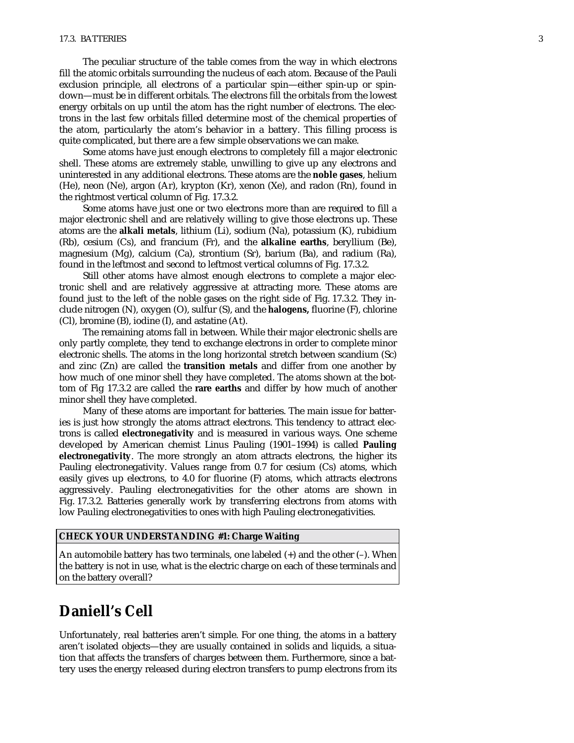The peculiar structure of the table comes from the way in which electrons fill the atomic orbitals surrounding the nucleus of each atom. Because of the Pauli exclusion principle, all electrons of a particular spin—either spin-up or spin-down—must be in different orbitals. The electrons fill the orbitals from the lowest energy orbitals on up until the atom has the right number of electrons. The electrons in the last few orbitals filled determine most of the chemical properties of the atom, particularly the atom's behavior in a battery. This filling process is quite complicated, but there are a few simple observations we can make.

Some atoms have just enough electrons to completely fill a major electronic shell. These atoms are extremely stable, unwilling to give up any electrons and uninterested in any additional electrons. These atoms are the **noble gases**, helium (He), neon (Ne), argon (Ar), krypton (Kr), xenon (Xe), and radon (Rn), found in the rightmost vertical column of Fig. 17.3.2.

Some atoms have just one or two electrons more than are required to fill a major electronic shell and are relatively willing to give those electrons up. These atoms are the **alkali metals**, lithium (Li), sodium (Na), potassium (K), rubidium (Rb), cesium (Cs), and francium (Fr), and the **alkaline earths**, beryllium (Be), magnesium (Mg), calcium (Ca), strontium (Sr), barium (Ba), and radium (Ra), found in the leftmost and second to leftmost vertical columns of Fig. 17.3.2.

Still other atoms have almost enough electrons to complete a major electronic shell and are relatively aggressive at attracting more. These atoms are found just to the left of the noble gases on the right side of Fig. 17.3.2. They include nitrogen (N), oxygen (O), sulfur (S), and the **halogens,** fluorine (F), chlorine (Cl), bromine (B), iodine (I), and astatine (At).

The remaining atoms fall in between. While their major electronic shells are only partly complete, they tend to exchange electrons in order to complete minor electronic shells. The atoms in the long horizontal stretch between scandium (Sc) and zinc (Zn) are called the **transition metals** and differ from one another by how much of one minor shell they have completed. The atoms shown at the bottom of Fig 17.3.2 are called the **rare earths** and differ by how much of another minor shell they have completed.

Many of these atoms are important for batteries. The main issue for batteries is just how strongly the atoms attract electrons. This tendency to attract electrons is called **electronegativity** and is measured in various ways. One scheme developed by American chemist Linus Pauling (1901–1994) is called **Pauling electronegativity**. The more strongly an atom attracts electrons, the higher its Pauling electronegativity. Values range from 0.7 for cesium (Cs) atoms, which easily gives up electrons, to 4.0 for fluorine (F) atoms, which attracts electrons aggressively. Pauling electronegativities for the other atoms are shown in Fig. 17.3.2. Batteries generally work by transferring electrons from atoms with low Pauling electronegativities to ones with high Pauling electronegativities.

**CHECK YOUR UNDERSTANDING #1: Charge Waiting**

An automobile battery has two terminals, one labeled (+) and the other (–). When the battery is not in use, what is the electric charge on each of these terminals and on the battery overall?

## Daniell's Cell

Unfortunately, real batteries aren't simple. For one thing, the atoms in a battery aren't isolated objects—they are usually contained in solids and liquids, a situation that affects the transfers of charges between them. Furthermore, since a battery uses the energy released during electron transfers to pump electrons from its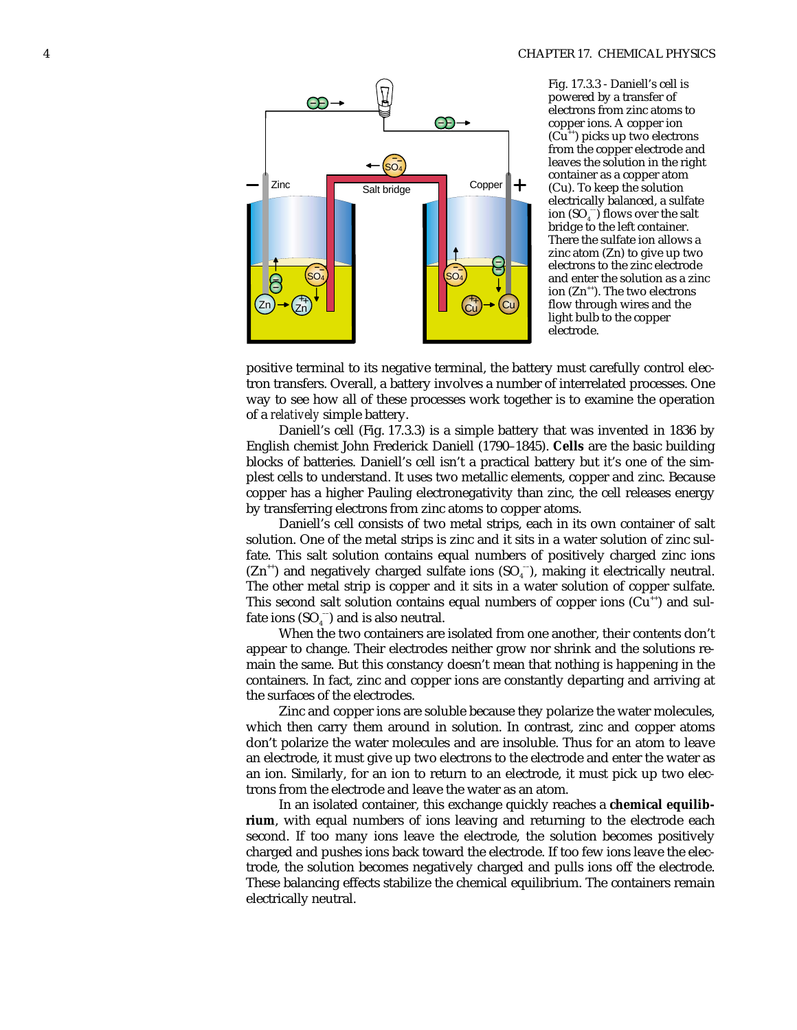Fig. 17.3.3 - Daniell's cell is powered by a transfer of electrons from zinc atoms to copper ions. A copper ion ($Cu^{++}$) picks up two electrons from the copper electrode and leaves the solution in the right container as a copper atom (Cu). To keep the solution electrically balanced, a sulfate ion ($SO_4^{--}$) flows over the salt bridge to the left container. There the sulfate ion allows a zinc atom (Zn) to give up two electrons to the zinc electrode and enter the solution as a zinc ion ($Zn^{++}$). The two electrons flow through wires and the light bulb to the copper electrode.

positive terminal to its negative terminal, the battery must carefully control electron transfers. Overall, a battery involves a number of interrelated processes. One way to see how all of these processes work together is to examine the operation of a *relatively* simple battery.

Daniell's cell (Fig. 17.3.3) is a simple battery that was invented in 1836 by English chemist John Frederick Daniell (1790–1845). **Cells** are the basic building blocks of batteries. Daniell's cell isn't a practical battery but it's one of the simplest cells to understand. It uses two metallic elements, copper and zinc. Because copper has a higher Pauling electronegativity than zinc, the cell releases energy by transferring electrons from zinc atoms to copper atoms.

Daniell's cell consists of two metal strips, each in its own container of salt solution. One of the metal strips is zinc and it sits in a water solution of zinc sulfate. This salt solution contains equal numbers of positively charged zinc ions ($Zn^{++}$) and negatively charged sulfate ions ($SO_4^{--}$), making it electrically neutral. The other metal strip is copper and it sits in a water solution of copper sulfate. This second salt solution contains equal numbers of copper ions ($Cu^{++}$) and sulfate ions ($SO_4^{--}$) and is also neutral.

When the two containers are isolated from one another, their contents don't appear to change. Their electrodes neither grow nor shrink and the solutions remain the same. But this constancy doesn't mean that nothing is happening in the containers. In fact, zinc and copper ions are constantly departing and arriving at the surfaces of the electrodes.

Zinc and copper ions are soluble because they polarize the water molecules, which then carry them around in solution. In contrast, zinc and copper atoms don't polarize the water molecules and are insoluble. Thus for an atom to leave an electrode, it must give up two electrons to the electrode and enter the water as an ion. Similarly, for an ion to return to an electrode, it must pick up two electrons from the electrode and leave the water as an atom.

In an isolated container, this exchange quickly reaches a **chemical equilibrium**, with equal numbers of ions leaving and returning to the electrode each second. If too many ions leave the electrode, the solution becomes positively charged and pushes ions back toward the electrode. If too few ions leave the electrode, the solution becomes negatively charged and pulls ions off the electrode. These balancing effects stabilize the chemical equilibrium. The containers remain electrically neutral.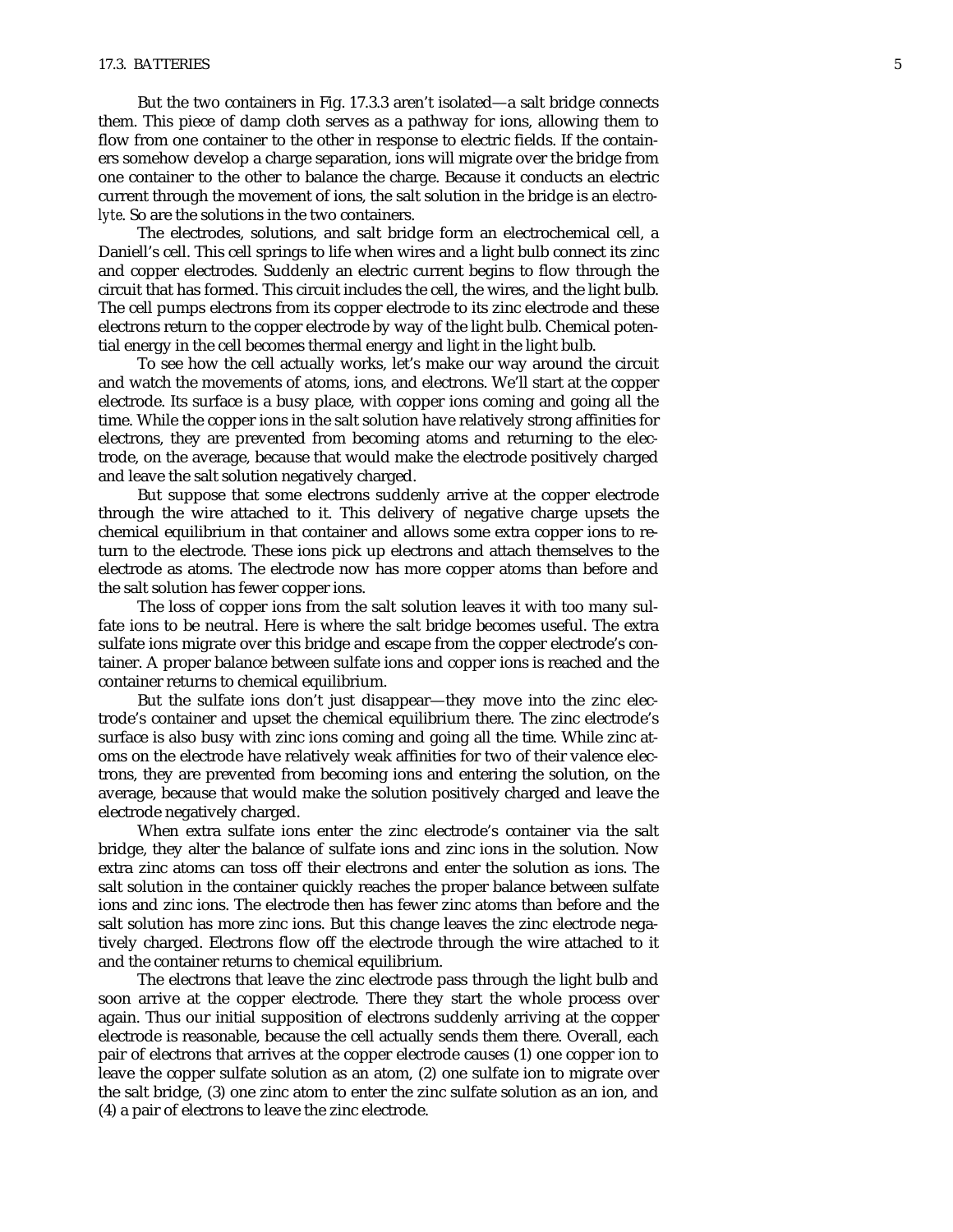But the two containers in Fig. 17.3.3 aren't isolated—a salt bridge connects them. This piece of damp cloth serves as a pathway for ions, allowing them to flow from one container to the other in response to electric fields. If the containers somehow develop a charge separation, ions will migrate over the bridge from one container to the other to balance the charge. Because it conducts an electric current through the movement of ions, the salt solution in the bridge is an *electrolyte*. So are the solutions in the two containers.

The electrodes, solutions, and salt bridge form an electrochemical cell, a Daniell's cell. This cell springs to life when wires and a light bulb connect its zinc and copper electrodes. Suddenly an electric current begins to flow through the circuit that has formed. This circuit includes the cell, the wires, and the light bulb. The cell pumps electrons from its copper electrode to its zinc electrode and these electrons return to the copper electrode by way of the light bulb. Chemical potential energy in the cell becomes thermal energy and light in the light bulb.

To see how the cell actually works, let's make our way around the circuit and watch the movements of atoms, ions, and electrons. We'll start at the copper electrode. Its surface is a busy place, with copper ions coming and going all the time. While the copper ions in the salt solution have relatively strong affinities for electrons, they are prevented from becoming atoms and returning to the electrode, on the average, because that would make the electrode positively charged and leave the salt solution negatively charged.

But suppose that some electrons suddenly arrive at the copper electrode through the wire attached to it. This delivery of negative charge upsets the chemical equilibrium in that container and allows some extra copper ions to return to the electrode. These ions pick up electrons and attach themselves to the electrode as atoms. The electrode now has more copper atoms than before and the salt solution has fewer copper ions.

The loss of copper ions from the salt solution leaves it with too many sulfate ions to be neutral. Here is where the salt bridge becomes useful. The extra sulfate ions migrate over this bridge and escape from the copper electrode's container. A proper balance between sulfate ions and copper ions is reached and the container returns to chemical equilibrium.

But the sulfate ions don't just disappear—they move into the zinc electrode's container and upset the chemical equilibrium there. The zinc electrode's surface is also busy with zinc ions coming and going all the time. While zinc atoms on the electrode have relatively weak affinities for two of their valence electrons, they are prevented from becoming ions and entering the solution, on the average, because that would make the solution positively charged and leave the electrode negatively charged.

When extra sulfate ions enter the zinc electrode's container via the salt bridge, they alter the balance of sulfate ions and zinc ions in the solution. Now extra zinc atoms can toss off their electrons and enter the solution as ions. The salt solution in the container quickly reaches the proper balance between sulfate ions and zinc ions. The electrode then has fewer zinc atoms than before and the salt solution has more zinc ions. But this change leaves the zinc electrode negatively charged. Electrons flow off the electrode through the wire attached to it and the container returns to chemical equilibrium.

The electrons that leave the zinc electrode pass through the light bulb and soon arrive at the copper electrode. There they start the whole process over again. Thus our initial supposition of electrons suddenly arriving at the copper electrode is reasonable, because the cell actually sends them there. Overall, each pair of electrons that arrives at the copper electrode causes (1) one copper ion to leave the copper sulfate solution as an atom, (2) one sulfate ion to migrate over the salt bridge, (3) one zinc atom to enter the zinc sulfate solution as an ion, and (4) a pair of electrons to leave the zinc electrode.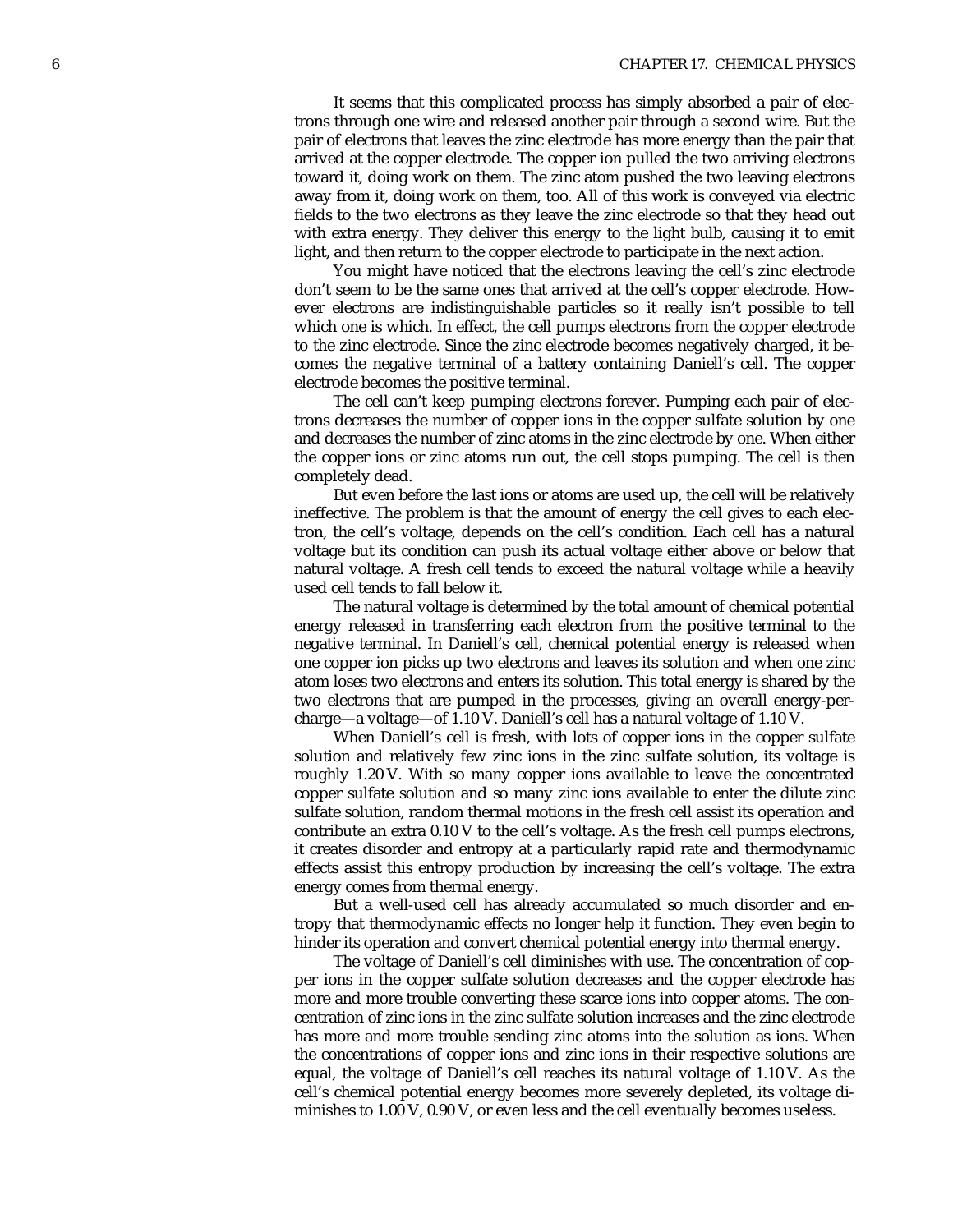It seems that this complicated process has simply absorbed a pair of electrons through one wire and released another pair through a second wire. But the pair of electrons that leaves the zinc electrode has more energy than the pair that arrived at the copper electrode. The copper ion pulled the two arriving electrons toward it, doing work on them. The zinc atom pushed the two leaving electrons away from it, doing work on them, too. All of this work is conveyed via electric fields to the two electrons as they leave the zinc electrode so that they head out with extra energy. They deliver this energy to the light bulb, causing it to emit light, and then return to the copper electrode to participate in the next action.

You might have noticed that the electrons leaving the cell's zinc electrode don't seem to be the same ones that arrived at the cell's copper electrode. However electrons are indistinguishable particles so it really isn't possible to tell which one is which. In effect, the cell pumps electrons from the copper electrode to the zinc electrode. Since the zinc electrode becomes negatively charged, it becomes the negative terminal of a battery containing Daniell's cell. The copper electrode becomes the positive terminal.

The cell can't keep pumping electrons forever. Pumping each pair of electrons decreases the number of copper ions in the copper sulfate solution by one and decreases the number of zinc atoms in the zinc electrode by one. When either the copper ions or zinc atoms run out, the cell stops pumping. The cell is then completely dead.

But even before the last ions or atoms are used up, the cell will be relatively ineffective. The problem is that the amount of energy the cell gives to each electron, the cell's voltage, depends on the cell's condition. Each cell has a natural voltage but its condition can push its actual voltage either above or below that natural voltage. A fresh cell tends to exceed the natural voltage while a heavily used cell tends to fall below it.

The natural voltage is determined by the total amount of chemical potential energy released in transferring each electron from the positive terminal to the negative terminal. In Daniell's cell, chemical potential energy is released when one copper ion picks up two electrons and leaves its solution and when one zinc atom loses two electrons and enters its solution. This total energy is shared by the two electrons that are pumped in the processes, giving an overall energy-per-charge—a voltage—of 1.10 V. Daniell's cell has a natural voltage of 1.10 V.

When Daniell's cell is fresh, with lots of copper ions in the copper sulfate solution and relatively few zinc ions in the zinc sulfate solution, its voltage is roughly 1.20 V. With so many copper ions available to leave the concentrated copper sulfate solution and so many zinc ions available to enter the dilute zinc sulfate solution, random thermal motions in the fresh cell assist its operation and contribute an extra 0.10 V to the cell's voltage. As the fresh cell pumps electrons, it creates disorder and entropy at a particularly rapid rate and thermodynamic effects assist this entropy production by increasing the cell's voltage. The extra energy comes from thermal energy.

But a well-used cell has already accumulated so much disorder and entropy that thermodynamic effects no longer help it function. They even begin to hinder its operation and convert chemical potential energy into thermal energy.

The voltage of Daniell's cell diminishes with use. The concentration of copper ions in the copper sulfate solution decreases and the copper electrode has more and more trouble converting these scarce ions into copper atoms. The concentration of zinc ions in the zinc sulfate solution increases and the zinc electrode has more and more trouble sending zinc atoms into the solution as ions. When the concentrations of copper ions and zinc ions in their respective solutions are equal, the voltage of Daniell's cell reaches its natural voltage of 1.10 V. As the cell's chemical potential energy becomes more severely depleted, its voltage diminishes to 1.00 V, 0.90 V, or even less and the cell eventually becomes useless.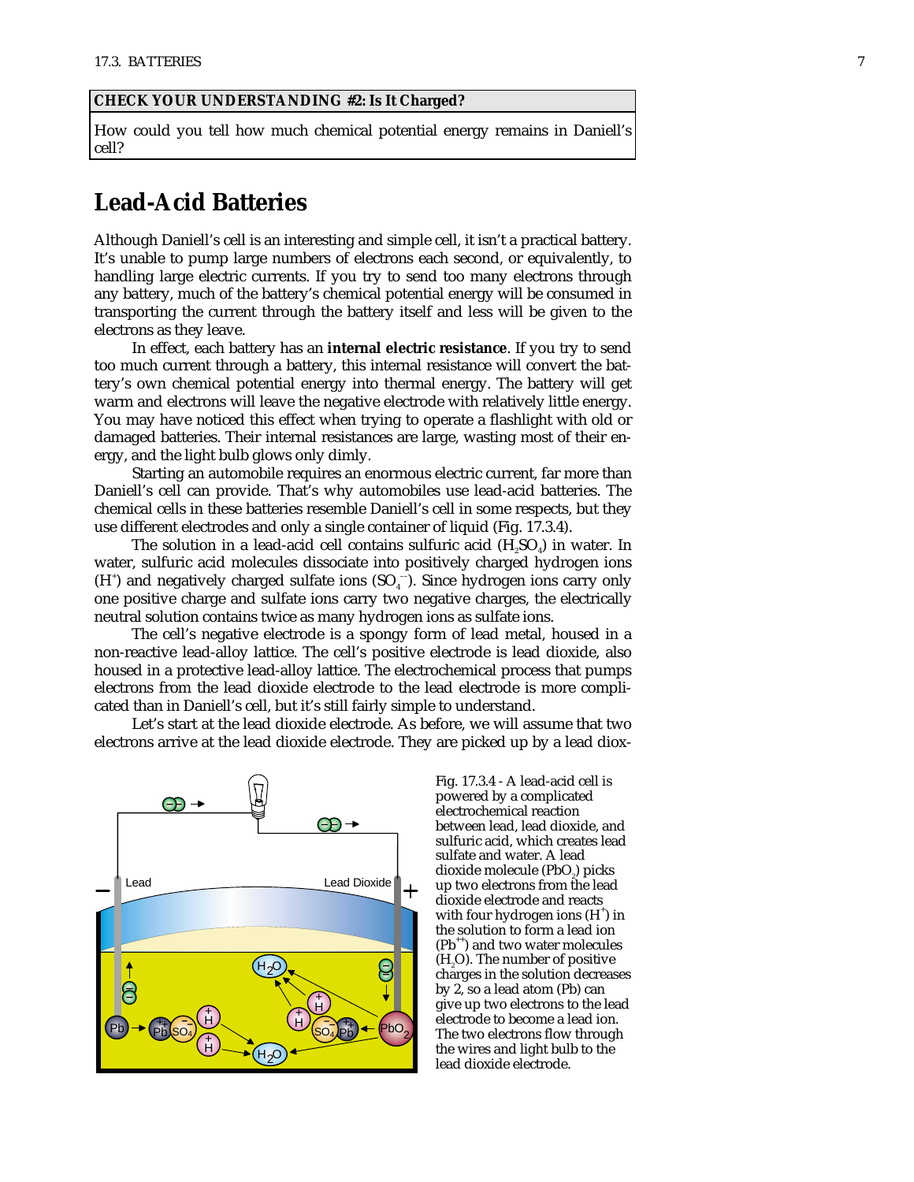**CHECK YOUR UNDERSTANDING #2: Is It Charged?**

How could you tell how much chemical potential energy remains in Daniell's cell?

## Lead-Acid Batteries

Although Daniell's cell is an interesting and simple cell, it isn't a practical battery. It's unable to pump large numbers of electrons each second, or equivalently, to handling large electric currents. If you try to send too many electrons through any battery, much of the battery's chemical potential energy will be consumed in transporting the current through the battery itself and less will be given to the electrons as they leave.

In effect, each battery has an **internal electric resistance**. If you try to send too much current through a battery, this internal resistance will convert the battery's own chemical potential energy into thermal energy. The battery will get warm and electrons will leave the negative electrode with relatively little energy. You may have noticed this effect when trying to operate a flashlight with old or damaged batteries. Their internal resistances are large, wasting most of their energy, and the light bulb glows only dimly.

Starting an automobile requires an enormous electric current, far more than Daniell's cell can provide. That's why automobiles use lead-acid batteries. The chemical cells in these batteries resemble Daniell's cell in some respects, but they use different electrodes and only a single container of liquid (Fig. 17.3.4).

The solution in a lead-acid cell contains sulfuric acid ($H_2SO_4$) in water. In water, sulfuric acid molecules dissociate into positively charged hydrogen ions ($H^+$) and negatively charged sulfate ions ($SO_4^{--}$). Since hydrogen ions carry only one positive charge and sulfate ions carry two negative charges, the electrically neutral solution contains twice as many hydrogen ions as sulfate ions.

The cell's negative electrode is a spongy form of lead metal, housed in a non-reactive lead-alloy lattice. The cell's positive electrode is lead dioxide, also housed in a protective lead-alloy lattice. The electrochemical process that pumps electrons from the lead dioxide electrode to the lead electrode is more complicated than in Daniell's cell, but it's still fairly simple to understand.

Let's start at the lead dioxide electrode. As before, we will assume that two electrons arrive at the lead dioxide electrode. They are picked up by a lead diox-

Fig. 17.3.4 - A lead-acid cell is powered by a complicated electrochemical reaction between lead, lead dioxide, and sulfuric acid, which creates lead sulfate and water. A lead dioxide molecule ($PbO_2$) picks up two electrons from the lead dioxide electrode and reacts with four hydrogen ions ($H^+$) in the solution to form a lead ion ($Pb^{++}$) and two water molecules ($H_2O$). The number of positive charges in the solution decreases by 2, so a lead atom (Pb) can give up two electrons to the lead electrode to become a lead ion. The two electrons flow through the wires and light bulb to the lead dioxide electrode.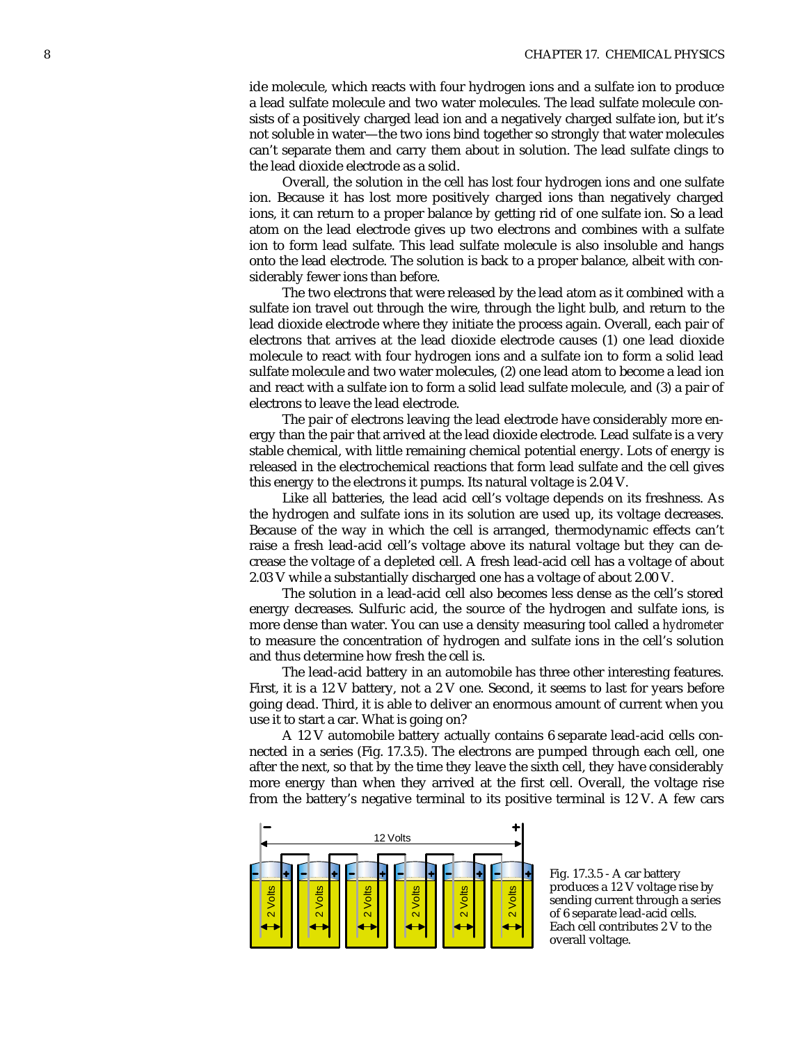ide molecule, which reacts with four hydrogen ions and a sulfate ion to produce a lead sulfate molecule and two water molecules. The lead sulfate molecule consists of a positively charged lead ion and a negatively charged sulfate ion, but it's not soluble in water—the two ions bind together so strongly that water molecules can't separate them and carry them about in solution. The lead sulfate clings to the lead dioxide electrode as a solid.

Overall, the solution in the cell has lost four hydrogen ions and one sulfate ion. Because it has lost more positively charged ions than negatively charged ions, it can return to a proper balance by getting rid of one sulfate ion. So a lead atom on the lead electrode gives up two electrons and combines with a sulfate ion to form lead sulfate. This lead sulfate molecule is also insoluble and hangs onto the lead electrode. The solution is back to a proper balance, albeit with considerably fewer ions than before.

The two electrons that were released by the lead atom as it combined with a sulfate ion travel out through the wire, through the light bulb, and return to the lead dioxide electrode where they initiate the process again. Overall, each pair of electrons that arrives at the lead dioxide electrode causes (1) one lead dioxide molecule to react with four hydrogen ions and a sulfate ion to form a solid lead sulfate molecule and two water molecules, (2) one lead atom to become a lead ion and react with a sulfate ion to form a solid lead sulfate molecule, and (3) a pair of electrons to leave the lead electrode.

The pair of electrons leaving the lead electrode have considerably more energy than the pair that arrived at the lead dioxide electrode. Lead sulfate is a very stable chemical, with little remaining chemical potential energy. Lots of energy is released in the electrochemical reactions that form lead sulfate and the cell gives this energy to the electrons it pumps. Its natural voltage is 2.04 V.

Like all batteries, the lead acid cell's voltage depends on its freshness. As the hydrogen and sulfate ions in its solution are used up, its voltage decreases. Because of the way in which the cell is arranged, thermodynamic effects can't raise a fresh lead-acid cell's voltage above its natural voltage but they can decrease the voltage of a depleted cell. A fresh lead-acid cell has a voltage of about 2.03 V while a substantially discharged one has a voltage of about 2.00 V.

The solution in a lead-acid cell also becomes less dense as the cell's stored energy decreases. Sulfuric acid, the source of the hydrogen and sulfate ions, is more dense than water. You can use a density measuring tool called a *hydrometer* to measure the concentration of hydrogen and sulfate ions in the cell's solution and thus determine how fresh the cell is.

The lead-acid battery in an automobile has three other interesting features. First, it is a 12 V battery, not a 2 V one. Second, it seems to last for years before going dead. Third, it is able to deliver an enormous amount of current when you use it to start a car. What is going on?

A 12 V automobile battery actually contains 6 separate lead-acid cells connected in a series (Fig. 17.3.5). The electrons are pumped through each cell, one after the next, so that by the time they leave the sixth cell, they have considerably more energy than when they arrived at the first cell. Overall, the voltage rise from the battery's negative terminal to its positive terminal is 12 V. A few cars

Fig. 17.3.5 - A car battery produces a 12 V voltage rise by sending current through a series of 6 separate lead-acid cells. Each cell contributes 2 V to the overall voltage.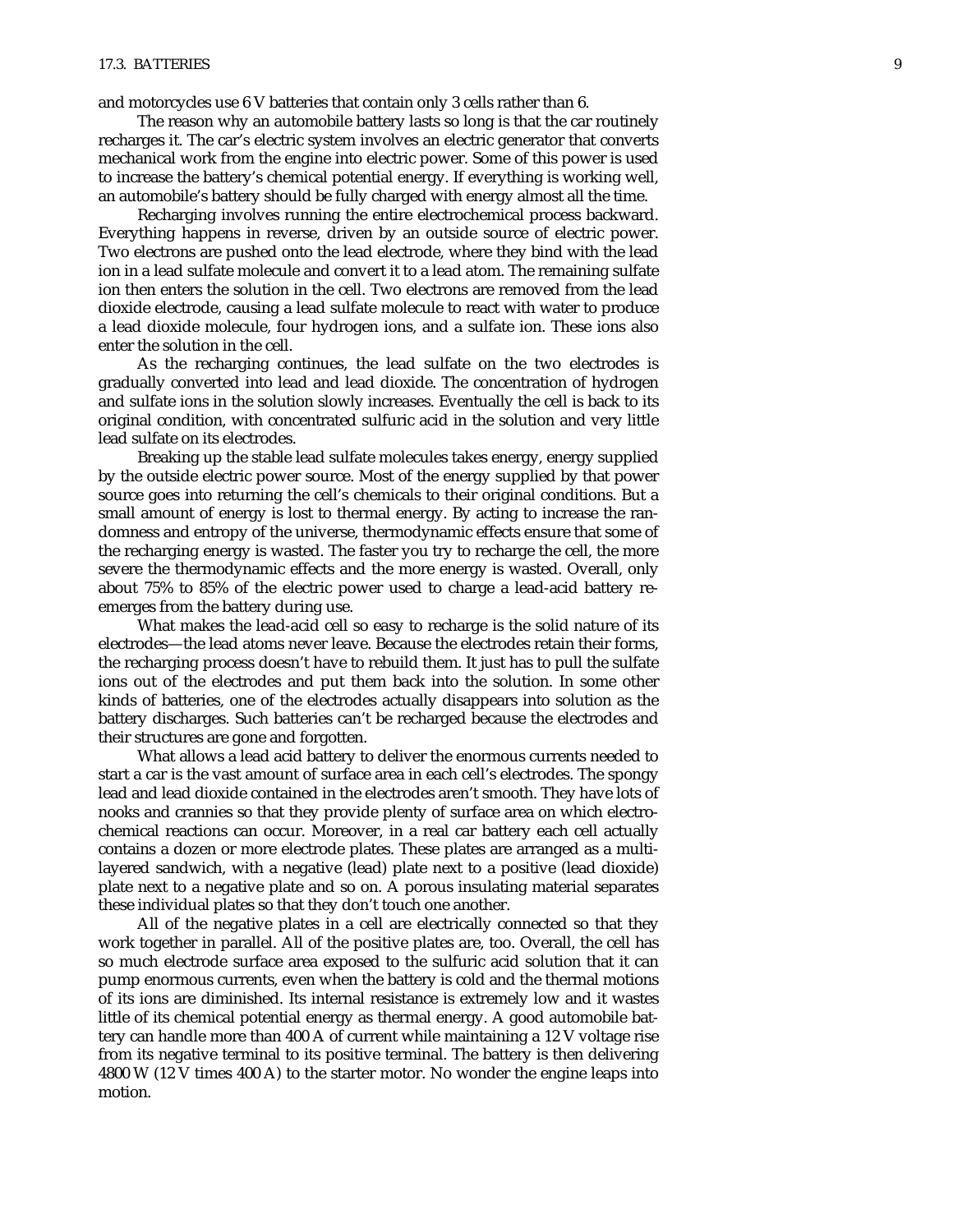and motorcycles use 6 V batteries that contain only 3 cells rather than 6.

The reason why an automobile battery lasts so long is that the car routinely recharges it. The car's electric system involves an electric generator that converts mechanical work from the engine into electric power. Some of this power is used to increase the battery's chemical potential energy. If everything is working well, an automobile's battery should be fully charged with energy almost all the time.

Recharging involves running the entire electrochemical process backward. Everything happens in reverse, driven by an outside source of electric power. Two electrons are pushed onto the lead electrode, where they bind with the lead ion in a lead sulfate molecule and convert it to a lead atom. The remaining sulfate ion then enters the solution in the cell. Two electrons are removed from the lead dioxide electrode, causing a lead sulfate molecule to react with water to produce a lead dioxide molecule, four hydrogen ions, and a sulfate ion. These ions also enter the solution in the cell.

As the recharging continues, the lead sulfate on the two electrodes is gradually converted into lead and lead dioxide. The concentration of hydrogen and sulfate ions in the solution slowly increases. Eventually the cell is back to its original condition, with concentrated sulfuric acid in the solution and very little lead sulfate on its electrodes.

Breaking up the stable lead sulfate molecules takes energy, energy supplied by the outside electric power source. Most of the energy supplied by that power source goes into returning the cell's chemicals to their original conditions. But a small amount of energy is lost to thermal energy. By acting to increase the randomness and entropy of the universe, thermodynamic effects ensure that some of the recharging energy is wasted. The faster you try to recharge the cell, the more severe the thermodynamic effects and the more energy is wasted. Overall, only about 75% to 85% of the electric power used to charge a lead-acid battery re-emerges from the battery during use.

What makes the lead-acid cell so easy to recharge is the solid nature of its electrodes—the lead atoms never leave. Because the electrodes retain their forms, the recharging process doesn't have to rebuild them. It just has to pull the sulfate ions out of the electrodes and put them back into the solution. In some other kinds of batteries, one of the electrodes actually disappears into solution as the battery discharges. Such batteries can't be recharged because the electrodes and their structures are gone and forgotten.

What allows a lead acid battery to deliver the enormous currents needed to start a car is the vast amount of surface area in each cell's electrodes. The spongy lead and lead dioxide contained in the electrodes aren't smooth. They have lots of nooks and crannies so that they provide plenty of surface area on which electrochemical reactions can occur. Moreover, in a real car battery each cell actually contains a dozen or more electrode plates. These plates are arranged as a multilayered sandwich, with a negative (lead) plate next to a positive (lead dioxide) plate next to a negative plate and so on. A porous insulating material separates these individual plates so that they don't touch one another.

All of the negative plates in a cell are electrically connected so that they work together in parallel. All of the positive plates are, too. Overall, the cell has so much electrode surface area exposed to the sulfuric acid solution that it can pump enormous currents, even when the battery is cold and the thermal motions of its ions are diminished. Its internal resistance is extremely low and it wastes little of its chemical potential energy as thermal energy. A good automobile battery can handle more than 400 A of current while maintaining a 12 V voltage rise from its negative terminal to its positive terminal. The battery is then delivering 4800 W (12 V times 400 A) to the starter motor. No wonder the engine leaps into motion.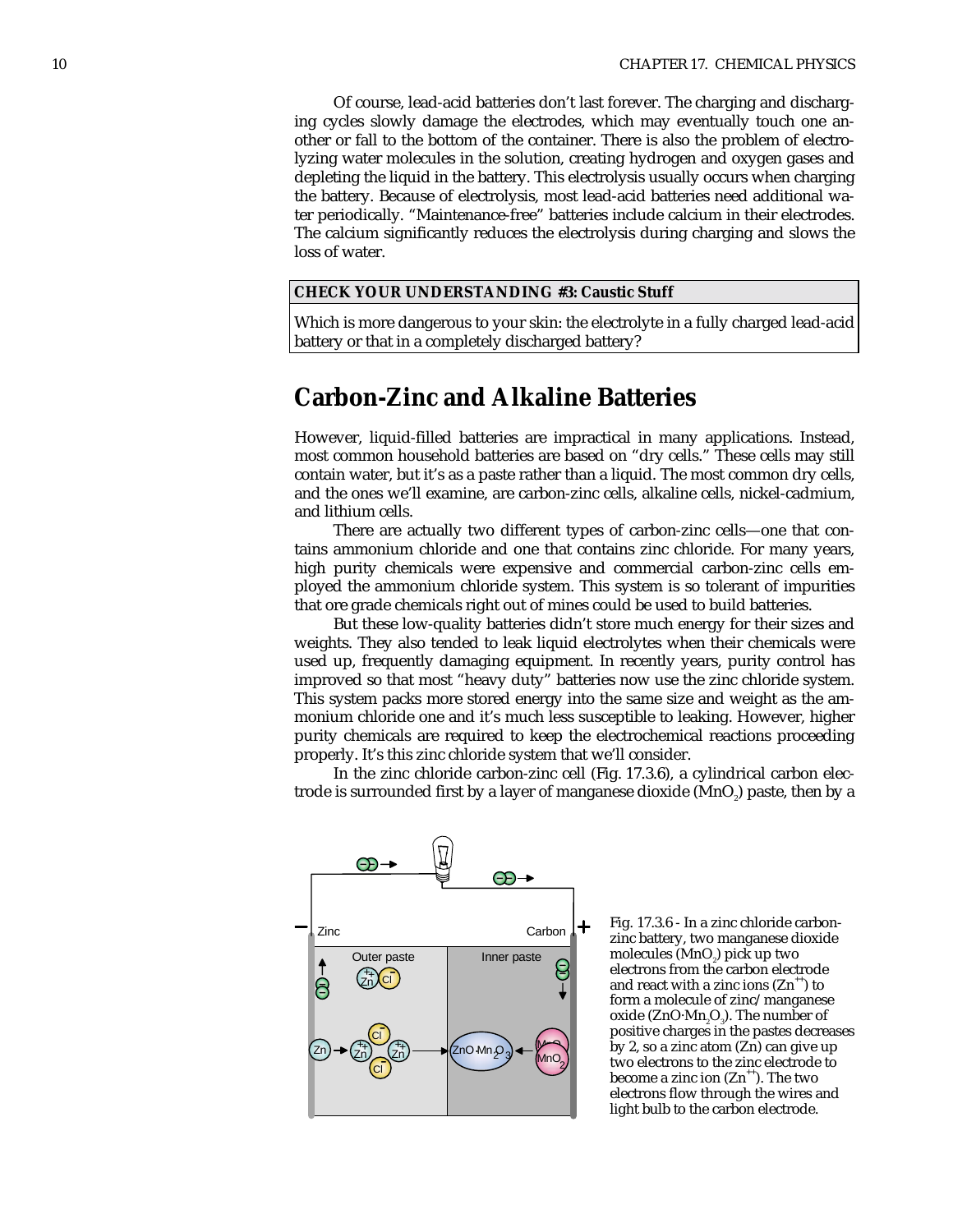Of course, lead-acid batteries don't last forever. The charging and discharging cycles slowly damage the electrodes, which may eventually touch one another or fall to the bottom of the container. There is also the problem of electrolyzing water molecules in the solution, creating hydrogen and oxygen gases and depleting the liquid in the battery. This electrolysis usually occurs when charging the battery. Because of electrolysis, most lead-acid batteries need additional water periodically. "Maintenance-free" batteries include calcium in their electrodes. The calcium significantly reduces the electrolysis during charging and slows the loss of water.

**CHECK YOUR UNDERSTANDING #3: Caustic Stuff**

Which is more dangerous to your skin: the electrolyte in a fully charged lead-acid battery or that in a completely discharged battery?

## Carbon-Zinc and Alkaline Batteries

However, liquid-filled batteries are impractical in many applications. Instead, most common household batteries are based on "dry cells." These cells may still contain water, but it's as a paste rather than a liquid. The most common dry cells, and the ones we'll examine, are carbon-zinc cells, alkaline cells, nickel-cadmium, and lithium cells.

There are actually two different types of carbon-zinc cells—one that contains ammonium chloride and one that contains zinc chloride. For many years, high purity chemicals were expensive and commercial carbon-zinc cells employed the ammonium chloride system. This system is so tolerant of impurities that ore grade chemicals right out of mines could be used to build batteries.

But these low-quality batteries didn't store much energy for their sizes and weights. They also tended to leak liquid electrolytes when their chemicals were used up, frequently damaging equipment. In recently years, purity control has improved so that most "heavy duty" batteries now use the zinc chloride system. This system packs more stored energy into the same size and weight as the ammonium chloride one and it's much less susceptible to leaking. However, higher purity chemicals are required to keep the electrochemical reactions proceeding properly. It's this zinc chloride system that we'll consider.

In the zinc chloride carbon-zinc cell (Fig. 17.3.6), a cylindrical carbon electrode is surrounded first by a layer of manganese dioxide ($MnO_2$) paste, then by a

Fig. 17.3.6 - In a zinc chloride carbon-zinc battery, two manganese dioxide molecules ($MnO_2$) pick up two electrons from the carbon electrode and react with a zinc ions ($Zn^{++}$) to form a molecule of zinc/manganese oxide ($ZnO{\cdot}Mn_2O_3$). The number of positive charges in the pastes decreases by 2, so a zinc atom (Zn) can give up two electrons to the zinc electrode to become a zinc ion ($Zn^{++}$). The two electrons flow through the wires and light bulb to the carbon electrode.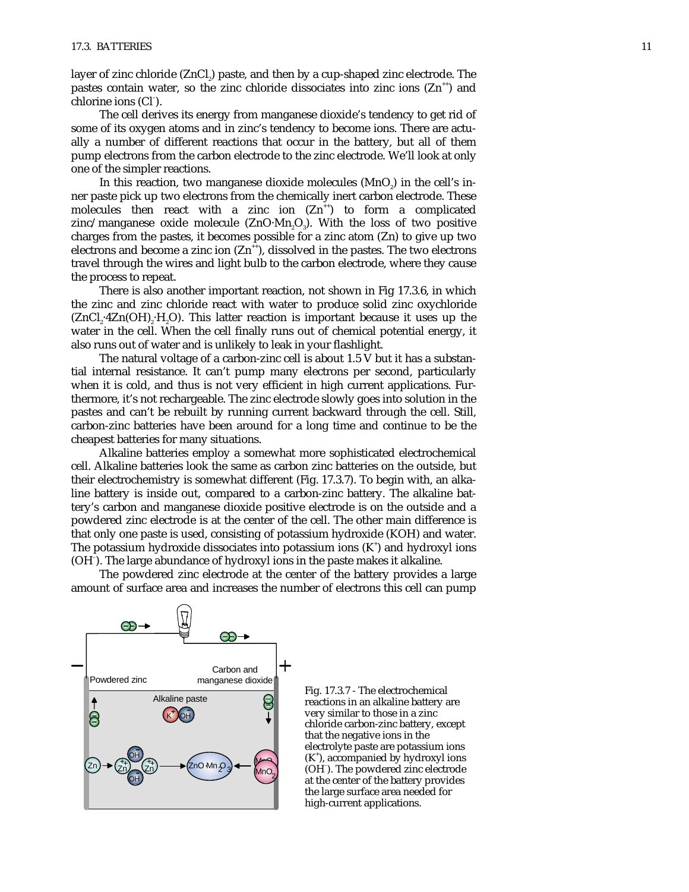layer of zinc chloride ($ZnCl_2$) paste, and then by a cup-shaped zinc electrode. The pastes contain water, so the zinc chloride dissociates into zinc ions ($Zn^{++}$) and chlorine ions ($Cl^-$).

The cell derives its energy from manganese dioxide's tendency to get rid of some of its oxygen atoms and in zinc's tendency to become ions. There are actually a number of different reactions that occur in the battery, but all of them pump electrons from the carbon electrode to the zinc electrode. We'll look at only one of the simpler reactions.

In this reaction, two manganese dioxide molecules ($MnO_2$) in the cell's inner paste pick up two electrons from the chemically inert carbon electrode. These molecules then react with a zinc ion ($Zn^{++}$) to form a complicated zinc/manganese oxide molecule ($ZnO{\cdot}Mn_2O_3$). With the loss of two positive charges from the pastes, it becomes possible for a zinc atom (Zn) to give up two electrons and become a zinc ion ($Zn^{++}$), dissolved in the pastes. The two electrons travel through the wires and light bulb to the carbon electrode, where they cause the process to repeat.

There is also another important reaction, not shown in Fig 17.3.6, in which the zinc and zinc chloride react with water to produce solid zinc oxychloride ($ZnCl_2{\cdot}4Zn(OH)_2{\cdot}H_2O$). This latter reaction is important because it uses up the water in the cell. When the cell finally runs out of chemical potential energy, it also runs out of water and is unlikely to leak in your flashlight.

The natural voltage of a carbon-zinc cell is about 1.5 V but it has a substantial internal resistance. It can't pump many electrons per second, particularly when it is cold, and thus is not very efficient in high current applications. Furthermore, it's not rechargeable. The zinc electrode slowly goes into solution in the pastes and can't be rebuilt by running current backward through the cell. Still, carbon-zinc batteries have been around for a long time and continue to be the cheapest batteries for many situations.

Alkaline batteries employ a somewhat more sophisticated electrochemical cell. Alkaline batteries look the same as carbon zinc batteries on the outside, but their electrochemistry is somewhat different (Fig. 17.3.7). To begin with, an alkaline battery is inside out, compared to a carbon-zinc battery. The alkaline battery's carbon and manganese dioxide positive electrode is on the outside and a powdered zinc electrode is at the center of the cell. The other main difference is that only one paste is used, consisting of potassium hydroxide (KOH) and water. The potassium hydroxide dissociates into potassium ions ($K^+$) and hydroxyl ions ($OH^-$). The large abundance of hydroxyl ions in the paste makes it alkaline.

The powdered zinc electrode at the center of the battery provides a large amount of surface area and increases the number of electrons this cell can pump

Fig. 17.3.7 - The electrochemical reactions in an alkaline battery are very similar to those in a zinc chloride carbon-zinc battery, except that the negative ions in the electrolyte paste are potassium ions ($K^+$), accompanied by hydroxyl ions ($OH^-$). The powdered zinc electrode at the center of the battery provides the large surface area needed for high-current applications.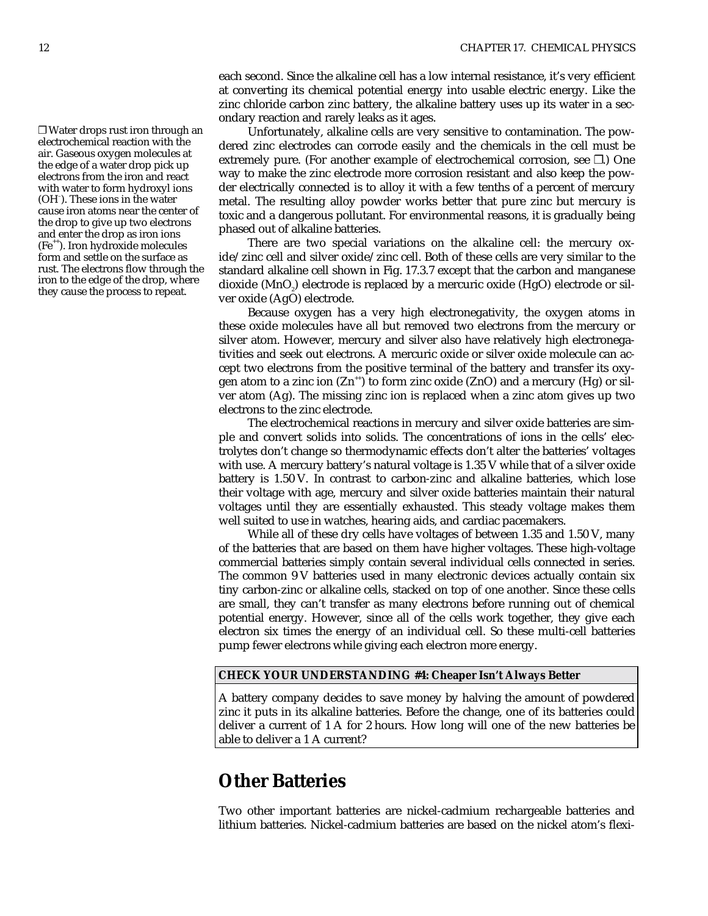each second. Since the alkaline cell has a low internal resistance, it's very efficient at converting its chemical potential energy into usable electric energy. Like the zinc chloride carbon zinc battery, the alkaline battery uses up its water in a secondary reaction and rarely leaks as it ages.

❐ Water drops rust iron through an electrochemical reaction with the air. Gaseous oxygen molecules at the edge of a water drop pick up electrons from the iron and react with water to form hydroxyl ions ($OH^-$). These ions in the water cause iron atoms near the center of the drop to give up two electrons and enter the drop as iron ions ($Fe^{++}$). Iron hydroxide molecules form and settle on the surface as rust. The electrons flow through the iron to the edge of the drop, where they cause the process to repeat.

Unfortunately, alkaline cells are very sensitive to contamination. The powdered zinc electrodes can corrode easily and the chemicals in the cell must be extremely pure. (For another example of electrochemical corrosion, see ❐.) One way to make the zinc electrode more corrosion resistant and also keep the powder electrically connected is to alloy it with a few tenths of a percent of mercury metal. The resulting alloy powder works better that pure zinc but mercury is toxic and a dangerous pollutant. For environmental reasons, it is gradually being phased out of alkaline batteries.

There are two special variations on the alkaline cell: the mercury oxide/zinc cell and silver oxide/zinc cell. Both of these cells are very similar to the standard alkaline cell shown in Fig. 17.3.7 except that the carbon and manganese dioxide ($MnO_2$) electrode is replaced by a mercuric oxide (HgO) electrode or silver oxide (AgO) electrode.

Because oxygen has a very high electronegativity, the oxygen atoms in these oxide molecules have all but removed two electrons from the mercury or silver atom. However, mercury and silver also have relatively high electronegativities and seek out electrons. A mercuric oxide or silver oxide molecule can accept two electrons from the positive terminal of the battery and transfer its oxygen atom to a zinc ion ($Zn^{++}$) to form zinc oxide (ZnO) and a mercury (Hg) or silver atom (Ag). The missing zinc ion is replaced when a zinc atom gives up two electrons to the zinc electrode.

The electrochemical reactions in mercury and silver oxide batteries are simple and convert solids into solids. The concentrations of ions in the cells' electrolytes don't change so thermodynamic effects don't alter the batteries' voltages with use. A mercury battery's natural voltage is 1.35 V while that of a silver oxide battery is 1.50 V. In contrast to carbon-zinc and alkaline batteries, which lose their voltage with age, mercury and silver oxide batteries maintain their natural voltages until they are essentially exhausted. This steady voltage makes them well suited to use in watches, hearing aids, and cardiac pacemakers.

While all of these dry cells have voltages of between 1.35 and 1.50 V, many of the batteries that are based on them have higher voltages. These high-voltage commercial batteries simply contain several individual cells connected in series. The common 9 V batteries used in many electronic devices actually contain six tiny carbon-zinc or alkaline cells, stacked on top of one another. Since these cells are small, they can't transfer as many electrons before running out of chemical potential energy. However, since all of the cells work together, they give each electron six times the energy of an individual cell. So these multi-cell batteries pump fewer electrons while giving each electron more energy.

**CHECK YOUR UNDERSTANDING #4: Cheaper Isn't Always Better**

A battery company decides to save money by halving the amount of powdered zinc it puts in its alkaline batteries. Before the change, one of its batteries could deliver a current of 1 A for 2 hours. How long will one of the new batteries be able to deliver a 1 A current?

## Other Batteries

Two other important batteries are nickel-cadmium rechargeable batteries and lithium batteries. Nickel-cadmium batteries are based on the nickel atom's flexi-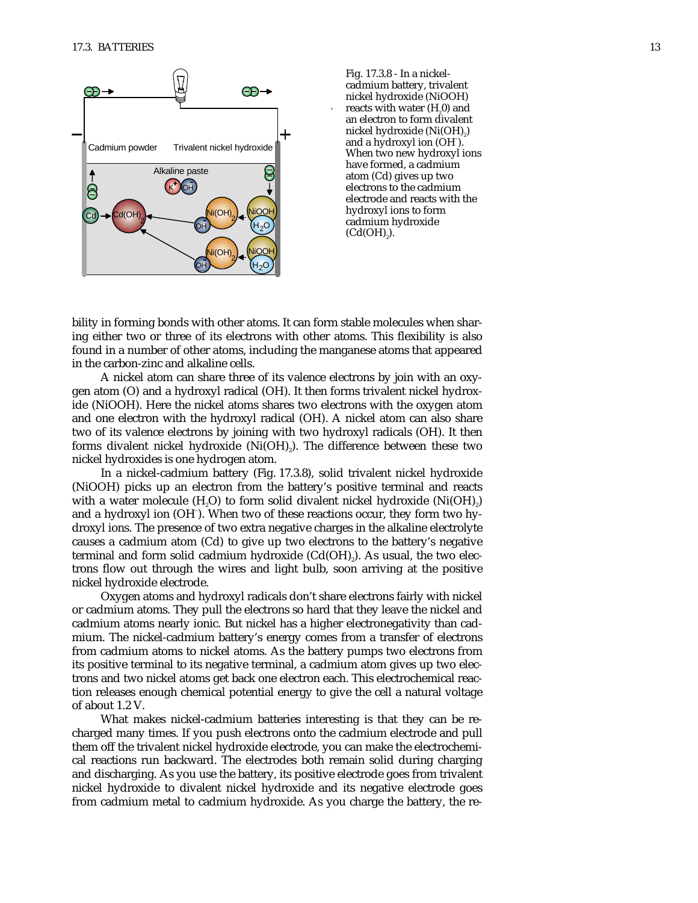Fig. 17.3.8 - In a nickel-cadmium battery, trivalent nickel hydroxide (NiOOH) reacts with water ($H_2O$) and an electron to form divalent nickel hydroxide ($Ni(OH)_2$) and a hydroxyl ion ($OH^-$). When two new hydroxyl ions have formed, a cadmium atom (Cd) gives up two electrons to the cadmium electrode and reacts with the hydroxyl ions to form cadmium hydroxide ($Cd(OH)_2$).

bility in forming bonds with other atoms. It can form stable molecules when sharing either two or three of its electrons with other atoms. This flexibility is also found in a number of other atoms, including the manganese atoms that appeared in the carbon-zinc and alkaline cells.

A nickel atom can share three of its valence electrons by join with an oxygen atom (O) and a hydroxyl radical (OH). It then forms trivalent nickel hydroxide (NiOOH). Here the nickel atoms shares two electrons with the oxygen atom and one electron with the hydroxyl radical (OH). A nickel atom can also share two of its valence electrons by joining with two hydroxyl radicals (OH). It then forms divalent nickel hydroxide ($Ni(OH)_2$). The difference between these two nickel hydroxides is one hydrogen atom.

In a nickel-cadmium battery (Fig. 17.3.8), solid trivalent nickel hydroxide (NiOOH) picks up an electron from the battery's positive terminal and reacts with a water molecule ($H_2O$) to form solid divalent nickel hydroxide ($Ni(OH)_2$) and a hydroxyl ion ($OH^-$). When two of these reactions occur, they form two hydroxyl ions. The presence of two extra negative charges in the alkaline electrolyte causes a cadmium atom (Cd) to give up two electrons to the battery's negative terminal and form solid cadmium hydroxide ($Cd(OH)_2$). As usual, the two electrons flow out through the wires and light bulb, soon arriving at the positive nickel hydroxide electrode.

Oxygen atoms and hydroxyl radicals don't share electrons fairly with nickel or cadmium atoms. They pull the electrons so hard that they leave the nickel and cadmium atoms nearly ionic. But nickel has a higher electronegativity than cadmium. The nickel-cadmium battery's energy comes from a transfer of electrons from cadmium atoms to nickel atoms. As the battery pumps two electrons from its positive terminal to its negative terminal, a cadmium atom gives up two electrons and two nickel atoms get back one electron each. This electrochemical reaction releases enough chemical potential energy to give the cell a natural voltage of about 1.2 V.

What makes nickel-cadmium batteries interesting is that they can be recharged many times. If you push electrons onto the cadmium electrode and pull them off the trivalent nickel hydroxide electrode, you can make the electrochemical reactions run backward. The electrodes both remain solid during charging and discharging. As you use the battery, its positive electrode goes from trivalent nickel hydroxide to divalent nickel hydroxide and its negative electrode goes from cadmium metal to cadmium hydroxide. As you charge the battery, the re-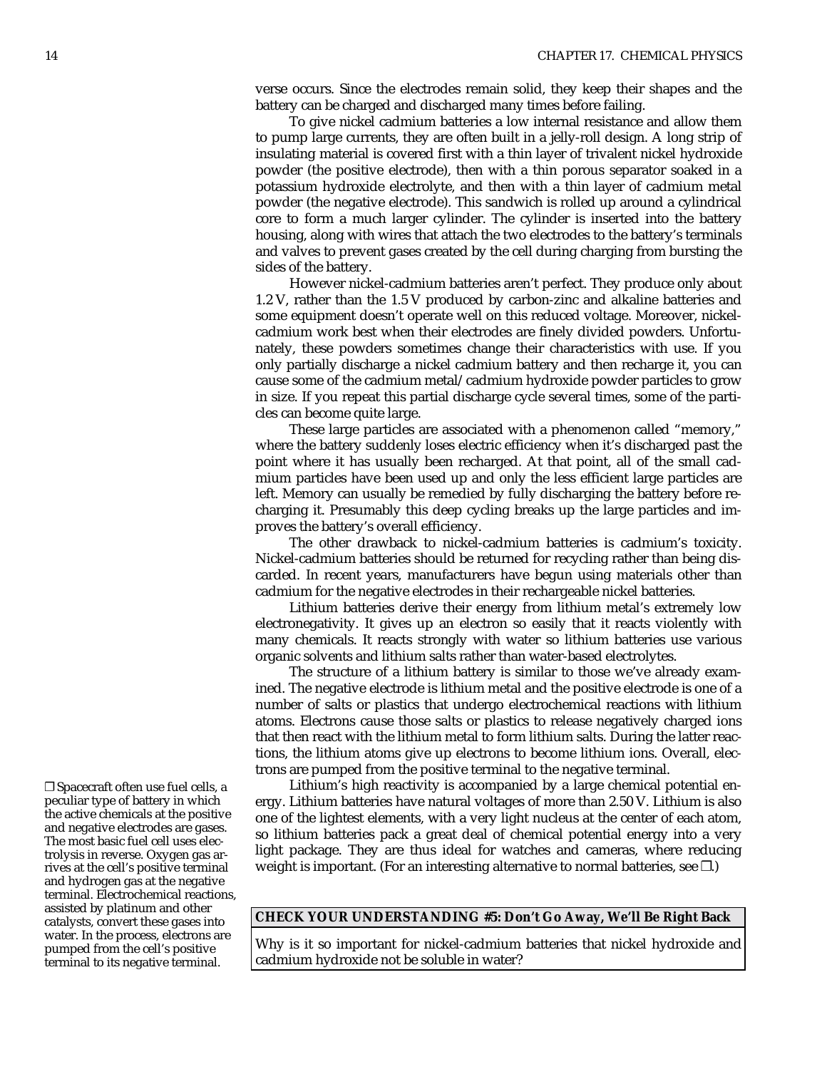verse occurs. Since the electrodes remain solid, they keep their shapes and the battery can be charged and discharged many times before failing.

To give nickel cadmium batteries a low internal resistance and allow them to pump large currents, they are often built in a jelly-roll design. A long strip of insulating material is covered first with a thin layer of trivalent nickel hydroxide powder (the positive electrode), then with a thin porous separator soaked in a potassium hydroxide electrolyte, and then with a thin layer of cadmium metal powder (the negative electrode). This sandwich is rolled up around a cylindrical core to form a much larger cylinder. The cylinder is inserted into the battery housing, along with wires that attach the two electrodes to the battery's terminals and valves to prevent gases created by the cell during charging from bursting the sides of the battery.

However nickel-cadmium batteries aren't perfect. They produce only about 1.2 V, rather than the 1.5 V produced by carbon-zinc and alkaline batteries and some equipment doesn't operate well on this reduced voltage. Moreover, nickel-cadmium work best when their electrodes are finely divided powders. Unfortunately, these powders sometimes change their characteristics with use. If you only partially discharge a nickel cadmium battery and then recharge it, you can cause some of the cadmium metal/cadmium hydroxide powder particles to grow in size. If you repeat this partial discharge cycle several times, some of the particles can become quite large.

These large particles are associated with a phenomenon called "memory," where the battery suddenly loses electric efficiency when it's discharged past the point where it has usually been recharged. At that point, all of the small cadmium particles have been used up and only the less efficient large particles are left. Memory can usually be remedied by fully discharging the battery before recharging it. Presumably this deep cycling breaks up the large particles and improves the battery's overall efficiency.

The other drawback to nickel-cadmium batteries is cadmium's toxicity. Nickel-cadmium batteries should be returned for recycling rather than being discarded. In recent years, manufacturers have begun using materials other than cadmium for the negative electrodes in their rechargeable nickel batteries.

Lithium batteries derive their energy from lithium metal's extremely low electronegativity. It gives up an electron so easily that it reacts violently with many chemicals. It reacts strongly with water so lithium batteries use various organic solvents and lithium salts rather than water-based electrolytes.

The structure of a lithium battery is similar to those we've already examined. The negative electrode is lithium metal and the positive electrode is one of a number of salts or plastics that undergo electrochemical reactions with lithium atoms. Electrons cause those salts or plastics to release negatively charged ions that then react with the lithium metal to form lithium salts. During the latter reactions, the lithium atoms give up electrons to become lithium ions. Overall, electrons are pumped from the positive terminal to the negative terminal.

Lithium's high reactivity is accompanied by a large chemical potential energy. Lithium batteries have natural voltages of more than 2.50 V. Lithium is also one of the lightest elements, with a very light nucleus at the center of each atom, so lithium batteries pack a great deal of chemical potential energy into a very light package. They are thus ideal for watches and cameras, where reducing weight is important. (For an interesting alternative to normal batteries, see ❐.)

❐ Spacecraft often use fuel cells, a peculiar type of battery in which the active chemicals at the positive and negative electrodes are gases. The most basic fuel cell uses electrolysis in reverse. Oxygen gas arrives at the cell's positive terminal and hydrogen gas at the negative terminal. Electrochemical reactions, assisted by platinum and other catalysts, convert these gases into water. In the process, electrons are pumped from the cell's positive terminal to its negative terminal.

**CHECK YOUR UNDERSTANDING #5: Don't Go Away, We'll Be Right Back**

Why is it so important for nickel-cadmium batteries that nickel hydroxide and cadmium hydroxide not be soluble in water?